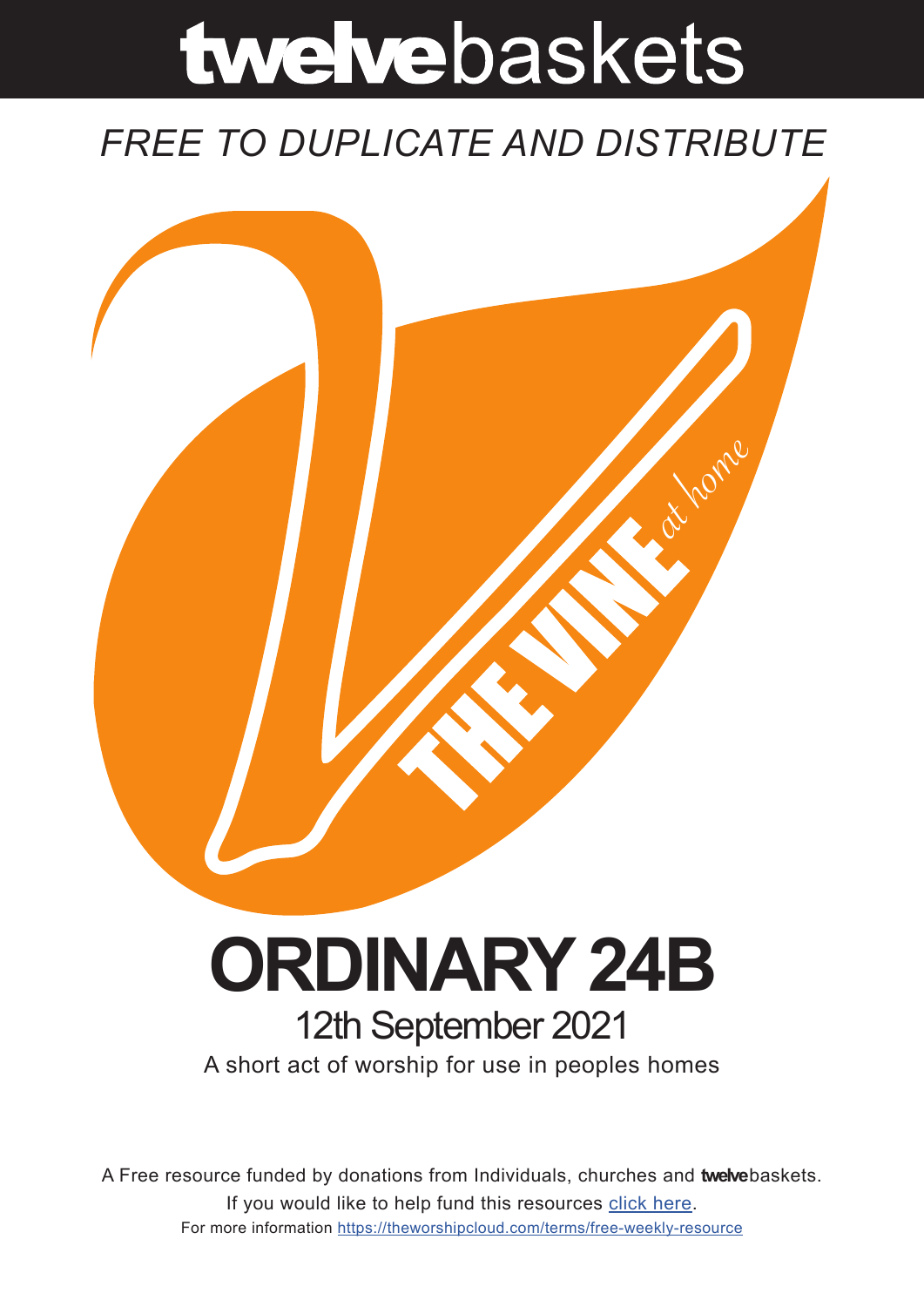# **twelve**baskets

*FREE TO DUPLICATE AND DISTRIBUTE*

THE VINE *at home*

# ORDINARY 24B

## 12th September 2021

A short act of worship for use in peoples homes

A Free resource funded by donations from Individuals, churches and **twelve**baskets.

If you would like to help fund this resources [click here](click here).

For more information [https://theworshipcloud.com/terms/free-weekly-resource](https://theworshipcloud.com/terms/free-weekly-resource)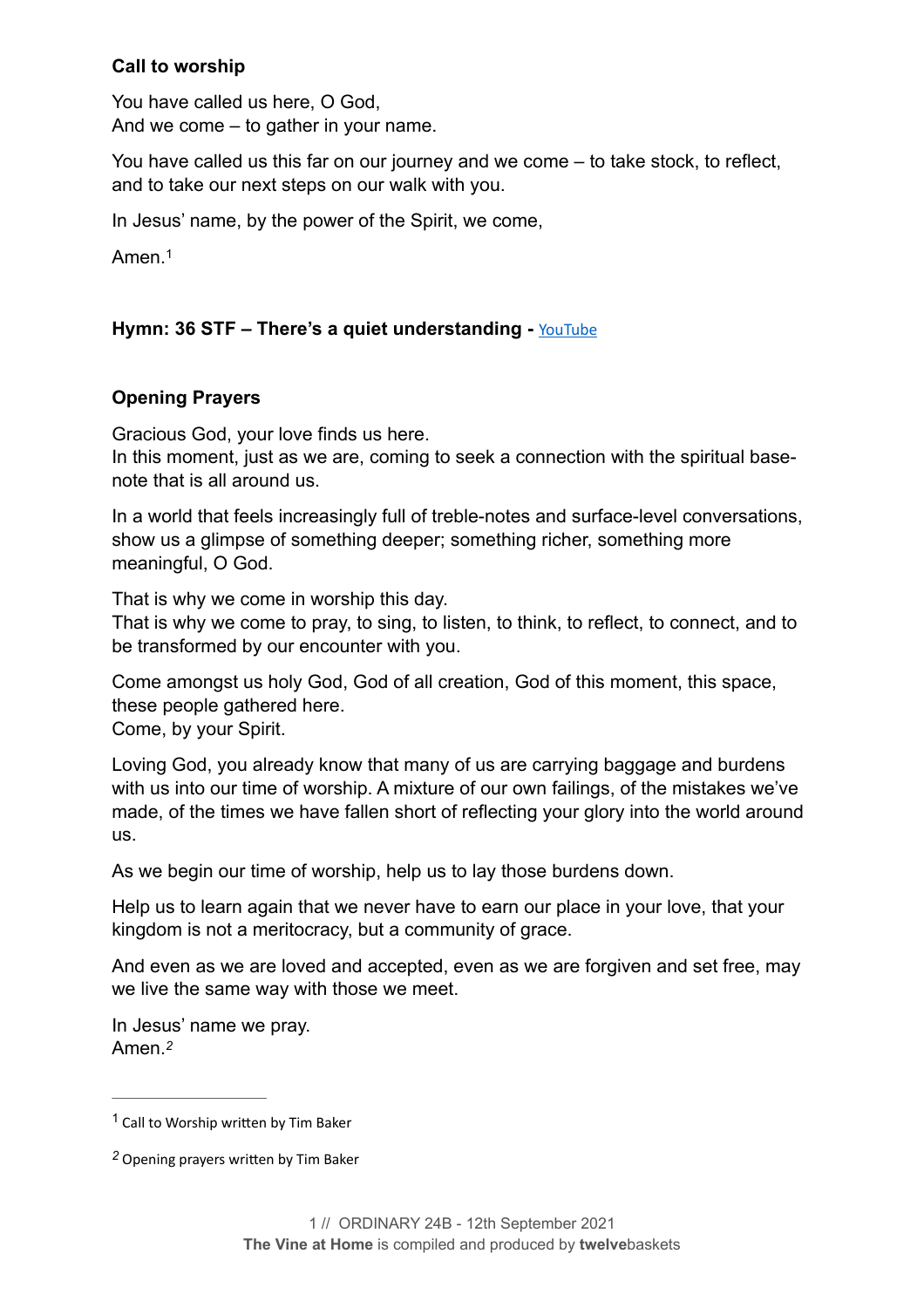**Call to worship**

You have called us here, O God,
And we come – to gather in your name.

You have called us this far on our journey and we come – to take stock, to reflect, and to take our next steps on our walk with you.

In Jesus' name, by the power of the Spirit, we come,

Amen.[1]

**Hymn: 36 STF – There's a quiet understanding -** YouTube

**Opening Prayers**

Gracious God, your love finds us here.
In this moment, just as we are, coming to seek a connection with the spiritual base-note that is all around us.

In a world that feels increasingly full of treble-notes and surface-level conversations, show us a glimpse of something deeper; something richer, something more meaningful, O God.

That is why we come in worship this day.
That is why we come to pray, to sing, to listen, to think, to reflect, to connect, and to be transformed by our encounter with you.

Come amongst us holy God, God of all creation, God of this moment, this space, these people gathered here.
Come, by your Spirit.

Loving God, you already know that many of us are carrying baggage and burdens with us into our time of worship. A mixture of our own failings, of the mistakes we've made, of the times we have fallen short of reflecting your glory into the world around us.

As we begin our time of worship, help us to lay those burdens down.

Help us to learn again that we never have to earn our place in your love, that your kingdom is not a meritocracy, but a community of grace.

And even as we are loved and accepted, even as we are forgiven and set free, may we live the same way with those we meet.

In Jesus' name we pray.
Amen.[2]

---

[1] Call to Worship written by Tim Baker

[2] Opening prayers written by Tim Baker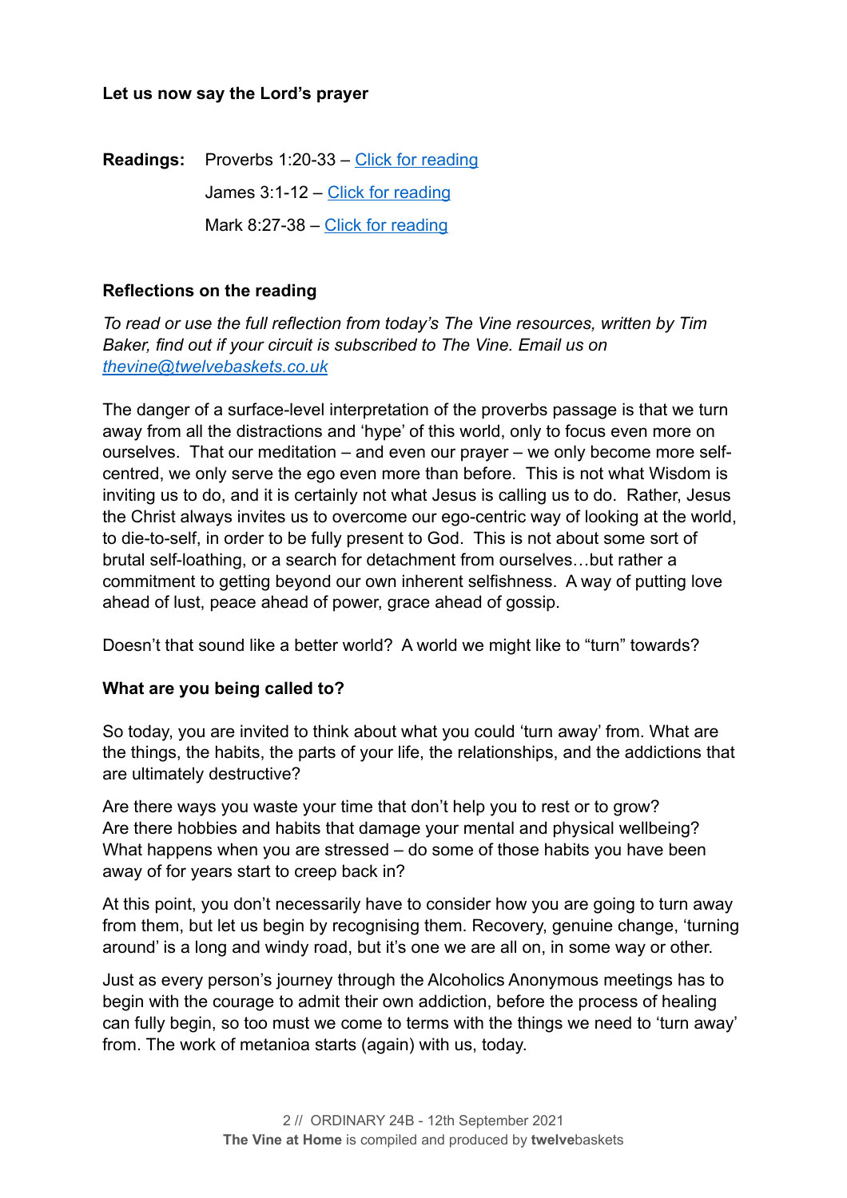**Let us now say the Lord's prayer**

**Readings:** Proverbs 1:20-33 – [Click for reading]

James 3:1-12 – [Click for reading]

Mark 8:27-38 – [Click for reading]

**Reflections on the reading**

*To read or use the full reflection from today's The Vine resources, written by Tim Baker, find out if your circuit is subscribed to The Vine. Email us on thevine@twelvebaskets.co.uk*

The danger of a surface-level interpretation of the proverbs passage is that we turn away from all the distractions and 'hype' of this world, only to focus even more on ourselves. That our meditation – and even our prayer – we only become more self-centred, we only serve the ego even more than before. This is not what Wisdom is inviting us to do, and it is certainly not what Jesus is calling us to do. Rather, Jesus the Christ always invites us to overcome our ego-centric way of looking at the world, to die-to-self, in order to be fully present to God. This is not about some sort of brutal self-loathing, or a search for detachment from ourselves…but rather a commitment to getting beyond our own inherent selfishness. A way of putting love ahead of lust, peace ahead of power, grace ahead of gossip.

Doesn't that sound like a better world? A world we might like to "turn" towards?

**What are you being called to?**

So today, you are invited to think about what you could 'turn away' from. What are the things, the habits, the parts of your life, the relationships, and the addictions that are ultimately destructive?

Are there ways you waste your time that don't help you to rest or to grow?
Are there hobbies and habits that damage your mental and physical wellbeing?
What happens when you are stressed – do some of those habits you have been away of for years start to creep back in?

At this point, you don't necessarily have to consider how you are going to turn away from them, but let us begin by recognising them. Recovery, genuine change, 'turning around' is a long and windy road, but it's one we are all on, in some way or other.

Just as every person's journey through the Alcoholics Anonymous meetings has to begin with the courage to admit their own addiction, before the process of healing can fully begin, so too must we come to terms with the things we need to 'turn away' from. The work of metanioa starts (again) with us, today.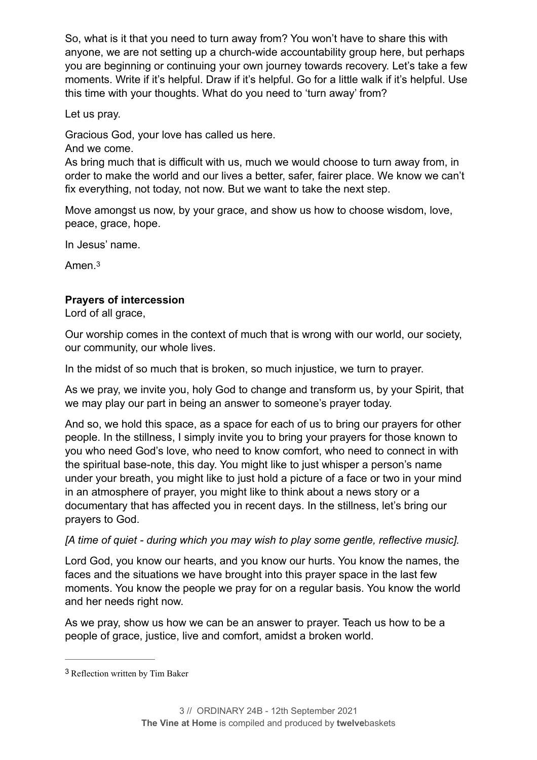So, what is it that you need to turn away from? You won't have to share this with anyone, we are not setting up a church-wide accountability group here, but perhaps you are beginning or continuing your own journey towards recovery. Let's take a few moments. Write if it's helpful. Draw if it's helpful. Go for a little walk if it's helpful. Use this time with your thoughts. What do you need to 'turn away' from?

Let us pray.

Gracious God, your love has called us here.
And we come.
As bring much that is difficult with us, much we would choose to turn away from, in order to make the world and our lives a better, safer, fairer place. We know we can't fix everything, not today, not now. But we want to take the next step.

Move amongst us now, by your grace, and show us how to choose wisdom, love, peace, grace, hope.

In Jesus' name.

Amen.[3]

**Prayers of intercession**
Lord of all grace,

Our worship comes in the context of much that is wrong with our world, our society, our community, our whole lives.

In the midst of so much that is broken, so much injustice, we turn to prayer.

As we pray, we invite you, holy God to change and transform us, by your Spirit, that we may play our part in being an answer to someone's prayer today.

And so, we hold this space, as a space for each of us to bring our prayers for other people. In the stillness, I simply invite you to bring your prayers for those known to you who need God's love, who need to know comfort, who need to connect in with the spiritual base-note, this day. You might like to just whisper a person's name under your breath, you might like to just hold a picture of a face or two in your mind in an atmosphere of prayer, you might like to think about a news story or a documentary that has affected you in recent days. In the stillness, let's bring our prayers to God.

*[A time of quiet - during which you may wish to play some gentle, reflective music].*

Lord God, you know our hearts, and you know our hurts. You know the names, the faces and the situations we have brought into this prayer space in the last few moments. You know the people we pray for on a regular basis. You know the world and her needs right now.

As we pray, show us how we can be an answer to prayer. Teach us how to be a people of grace, justice, live and comfort, amidst a broken world.

---

[3] Reflection written by Tim Baker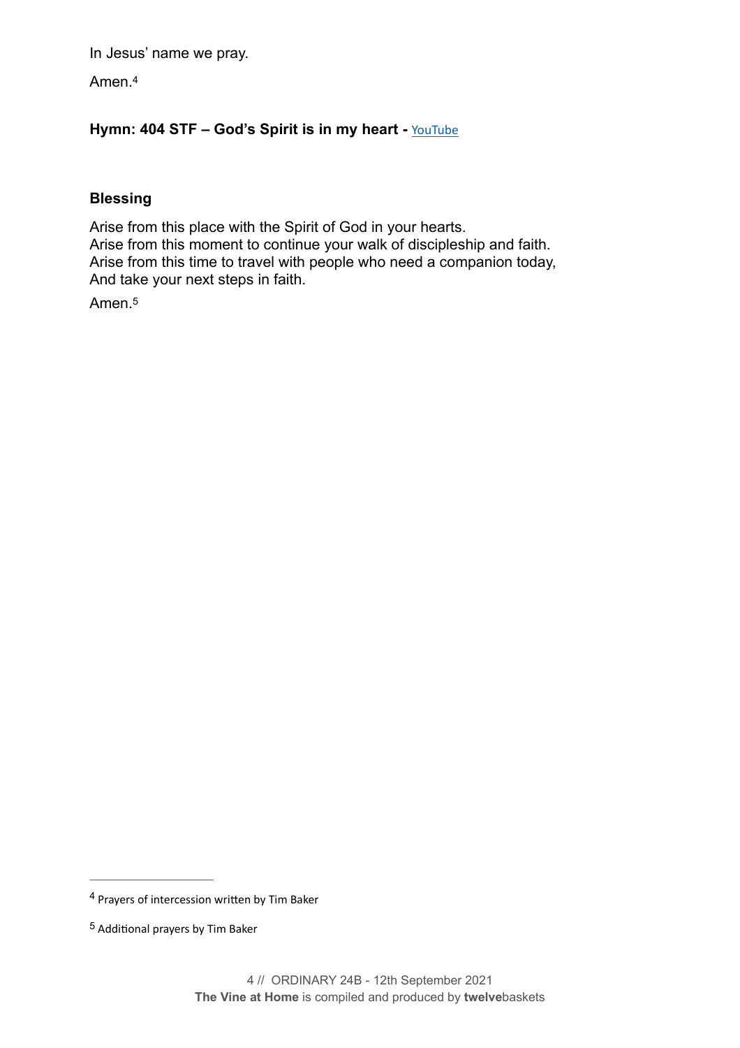In Jesus' name we pray.

Amen.[4]

**Hymn: 404 STF – God's Spirit is in my heart -** YouTube

**Blessing**

Arise from this place with the Spirit of God in your hearts.
Arise from this moment to continue your walk of discipleship and faith.
Arise from this time to travel with people who need a companion today,
And take your next steps in faith.

Amen.[5]

[4] Prayers of intercession written by Tim Baker

[5] Additional prayers by Tim Baker